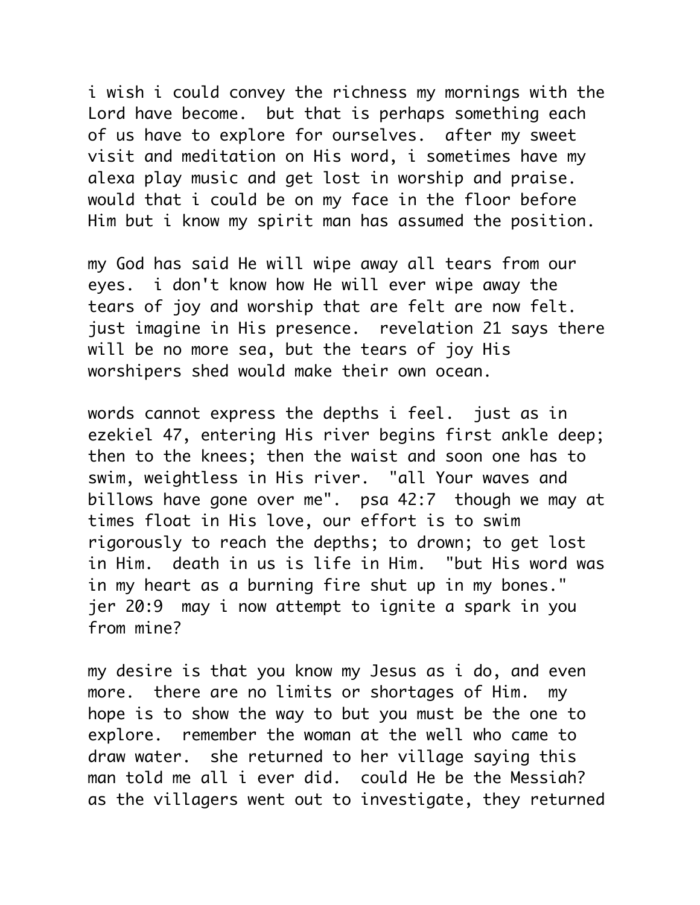i wish i could convey the richness my mornings with the Lord have become.  but that is perhaps something each of us have to explore for ourselves.  after my sweet visit and meditation on His word, i sometimes have my alexa play music and get lost in worship and praise. would that i could be on my face in the floor before Him but i know my spirit man has assumed the position.

my God has said He will wipe away all tears from our eyes.  i don't know how He will ever wipe away the tears of joy and worship that are felt are now felt. just imagine in His presence.  revelation 21 says there will be no more sea, but the tears of joy His worshipers shed would make their own ocean.

words cannot express the depths i feel.  just as in ezekiel 47, entering His river begins first ankle deep; then to the knees; then the waist and soon one has to swim, weightless in His river.  "all Your waves and billows have gone over me".  psa 42:7  though we may at times float in His love, our effort is to swim rigorously to reach the depths; to drown; to get lost in Him.  death in us is life in Him.  "but His word was in my heart as a burning fire shut up in my bones." jer 20:9  may i now attempt to ignite a spark in you from mine?

my desire is that you know my Jesus as i do, and even more.  there are no limits or shortages of Him.  my hope is to show the way to but you must be the one to explore.  remember the woman at the well who came to draw water.  she returned to her village saying this man told me all i ever did.  could He be the Messiah? as the villagers went out to investigate, they returned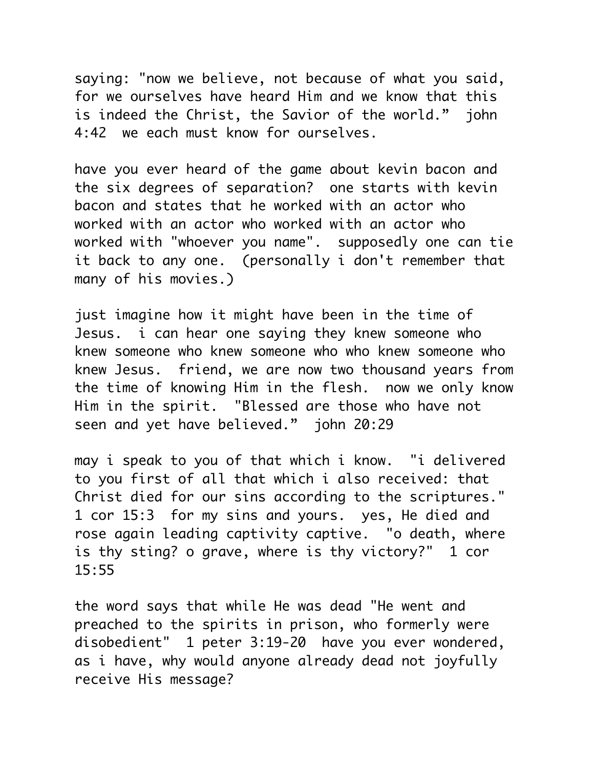saying: "now we believe, not because of what you said, for we ourselves have heard Him and we know that this is indeed the Christ, the Savior of the world." john 4:42 we each must know for ourselves.

have you ever heard of the game about kevin bacon and the six degrees of separation? one starts with kevin bacon and states that he worked with an actor who worked with an actor who worked with an actor who worked with "whoever you name". supposedly one can tie it back to any one. (personally i don't remember that many of his movies.)

just imagine how it might have been in the time of Jesus. i can hear one saying they knew someone who knew someone who knew someone who who knew someone who knew Jesus. friend, we are now two thousand years from the time of knowing Him in the flesh. now we only know Him in the spirit. "Blessed are those who have not seen and yet have believed." john 20:29

may i speak to you of that which i know. "i delivered to you first of all that which i also received: that Christ died for our sins according to the scriptures." 1 cor 15:3 for my sins and yours. yes, He died and rose again leading captivity captive. "o death, where is thy sting? o grave, where is thy victory?" 1 cor 15:55

the word says that while He was dead "He went and preached to the spirits in prison, who formerly were disobedient" 1 peter 3:19-20 have you ever wondered, as i have, why would anyone already dead not joyfully receive His message?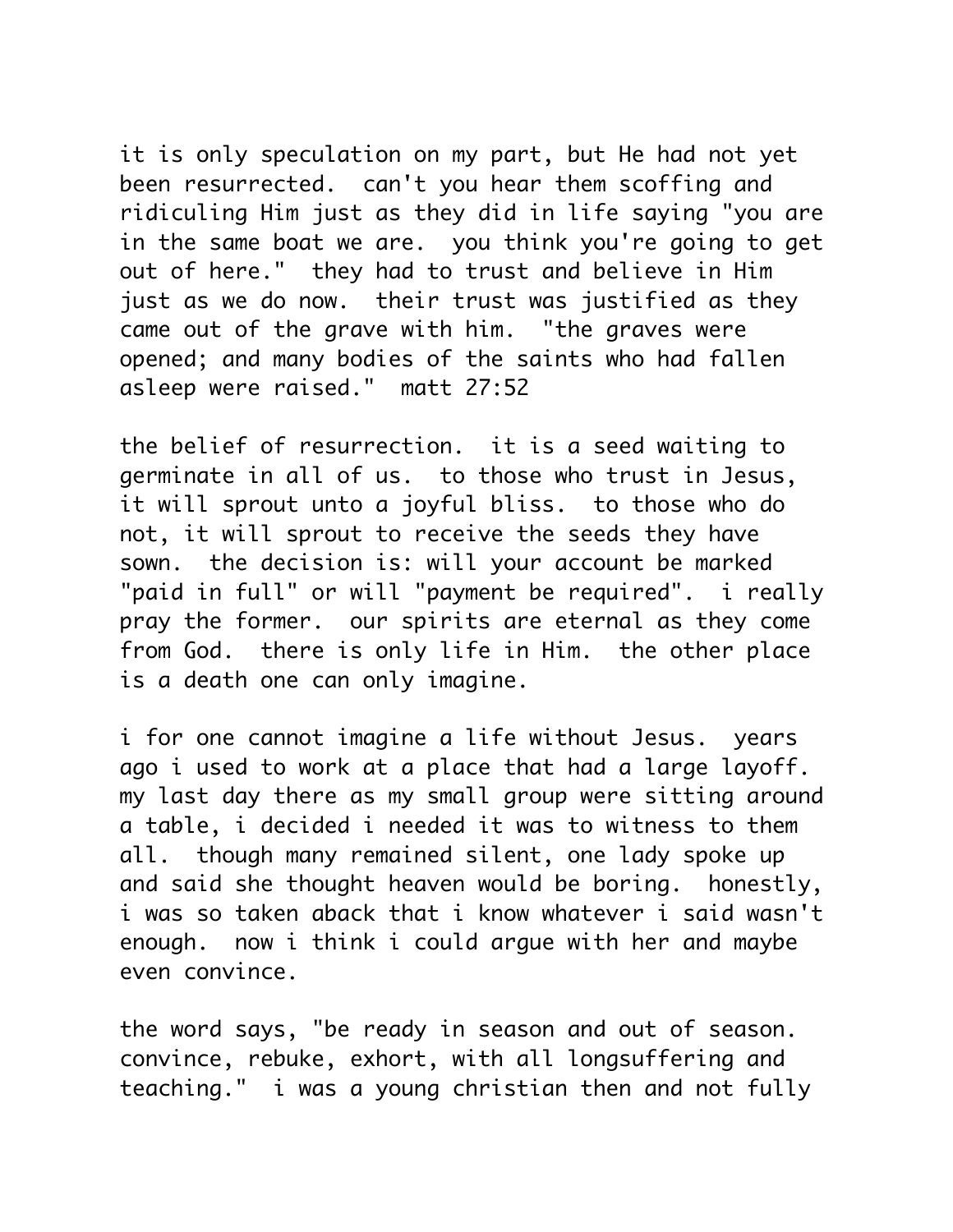it is only speculation on my part, but He had not yet been resurrected.  can't you hear them scoffing and ridiculing Him just as they did in life saying "you are in the same boat we are.  you think you're going to get out of here."  they had to trust and believe in Him just as we do now.  their trust was justified as they came out of the grave with him.  "the graves were opened; and many bodies of the saints who had fallen asleep were raised."  matt 27:52

the belief of resurrection.  it is a seed waiting to germinate in all of us.  to those who trust in Jesus, it will sprout unto a joyful bliss.  to those who do not, it will sprout to receive the seeds they have sown.  the decision is: will your account be marked "paid in full" or will "payment be required".  i really pray the former.  our spirits are eternal as they come from God.  there is only life in Him.  the other place is a death one can only imagine.

i for one cannot imagine a life without Jesus.  years ago i used to work at a place that had a large layoff. my last day there as my small group were sitting around a table, i decided i needed it was to witness to them all.  though many remained silent, one lady spoke up and said she thought heaven would be boring.  honestly, i was so taken aback that i know whatever i said wasn't enough.  now i think i could argue with her and maybe even convince.

the word says, "be ready in season and out of season. convince, rebuke, exhort, with all longsuffering and teaching."  i was a young christian then and not fully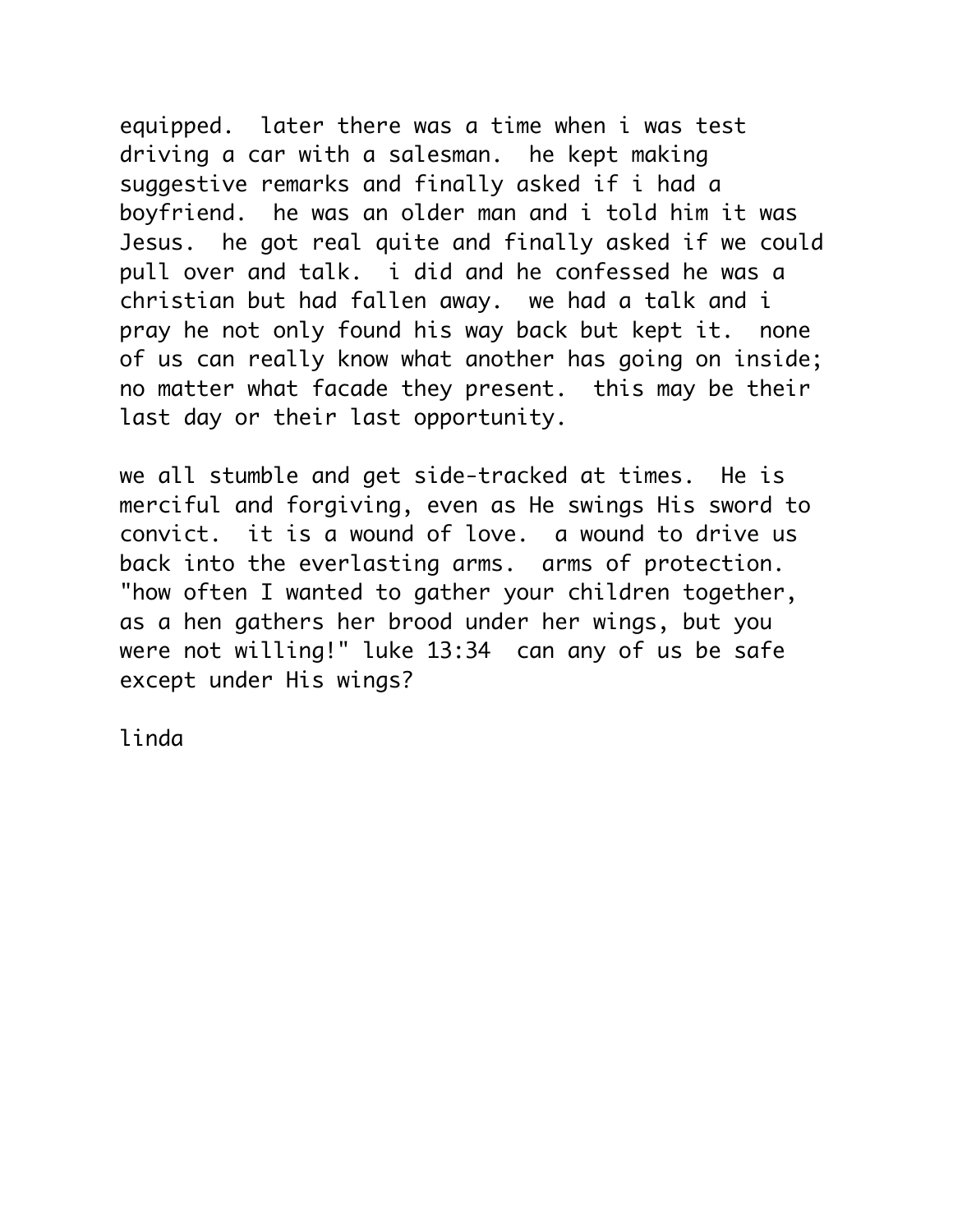equipped.  later there was a time when i was test driving a car with a salesman.  he kept making suggestive remarks and finally asked if i had a boyfriend.  he was an older man and i told him it was Jesus.  he got real quite and finally asked if we could pull over and talk.  i did and he confessed he was a christian but had fallen away.  we had a talk and i pray he not only found his way back but kept it.  none of us can really know what another has going on inside; no matter what facade they present.  this may be their last day or their last opportunity.

we all stumble and get side-tracked at times.  He is merciful and forgiving, even as He swings His sword to convict.  it is a wound of love.  a wound to drive us back into the everlasting arms.  arms of protection. "how often I wanted to gather your children together, as a hen gathers her brood under her wings, but you were not willing!" luke 13:34  can any of us be safe except under His wings?

linda